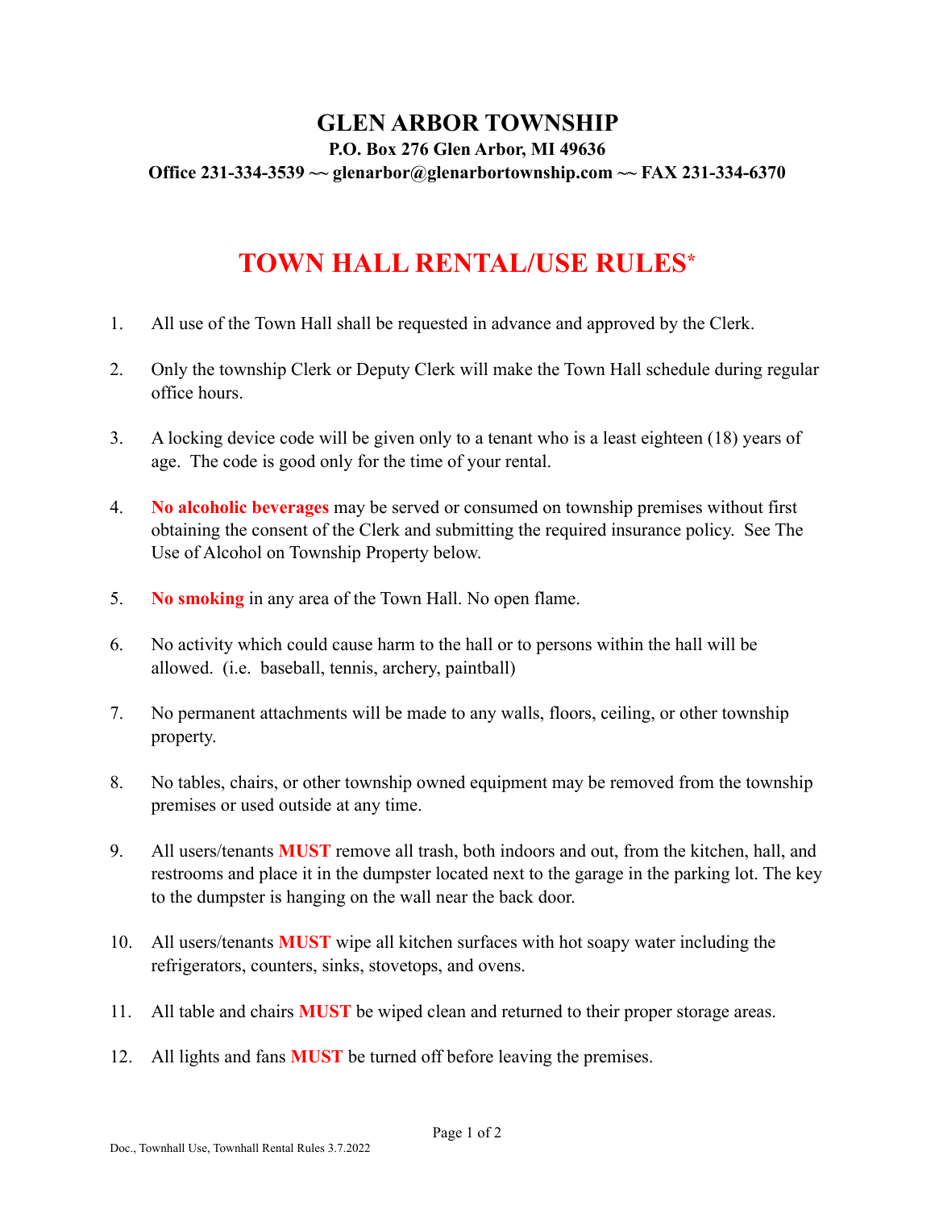# GLEN ARBOR TOWNSHIP

**P.O. Box 276 Glen Arbor, MI 49636**

**Office 231-334-3539 ~~ glenarbor@glenarbortownship.com ~~ FAX 231-334-6370**

## TOWN HALL RENTAL/USE RULES*

1. All use of the Town Hall shall be requested in advance and approved by the Clerk.

2. Only the township Clerk or Deputy Clerk will make the Town Hall schedule during regular office hours.

3. A locking device code will be given only to a tenant who is a least eighteen (18) years of age. The code is good only for the time of your rental.

4. **No alcoholic beverages** may be served or consumed on township premises without first obtaining the consent of the Clerk and submitting the required insurance policy. See The Use of Alcohol on Township Property below.

5. **No smoking** in any area of the Town Hall. No open flame.

6. No activity which could cause harm to the hall or to persons within the hall will be allowed. (i.e. baseball, tennis, archery, paintball)

7. No permanent attachments will be made to any walls, floors, ceiling, or other township property.

8. No tables, chairs, or other township owned equipment may be removed from the township premises or used outside at any time.

9. All users/tenants **MUST** remove all trash, both indoors and out, from the kitchen, hall, and restrooms and place it in the dumpster located next to the garage in the parking lot. The key to the dumpster is hanging on the wall near the back door.

10. All users/tenants **MUST** wipe all kitchen surfaces with hot soapy water including the refrigerators, counters, sinks, stovetops, and ovens.

11. All table and chairs **MUST** be wiped clean and returned to their proper storage areas.

12. All lights and fans **MUST** be turned off before leaving the premises.

Doc., Townhall Use, Townhall Rental Rules 3.7.2022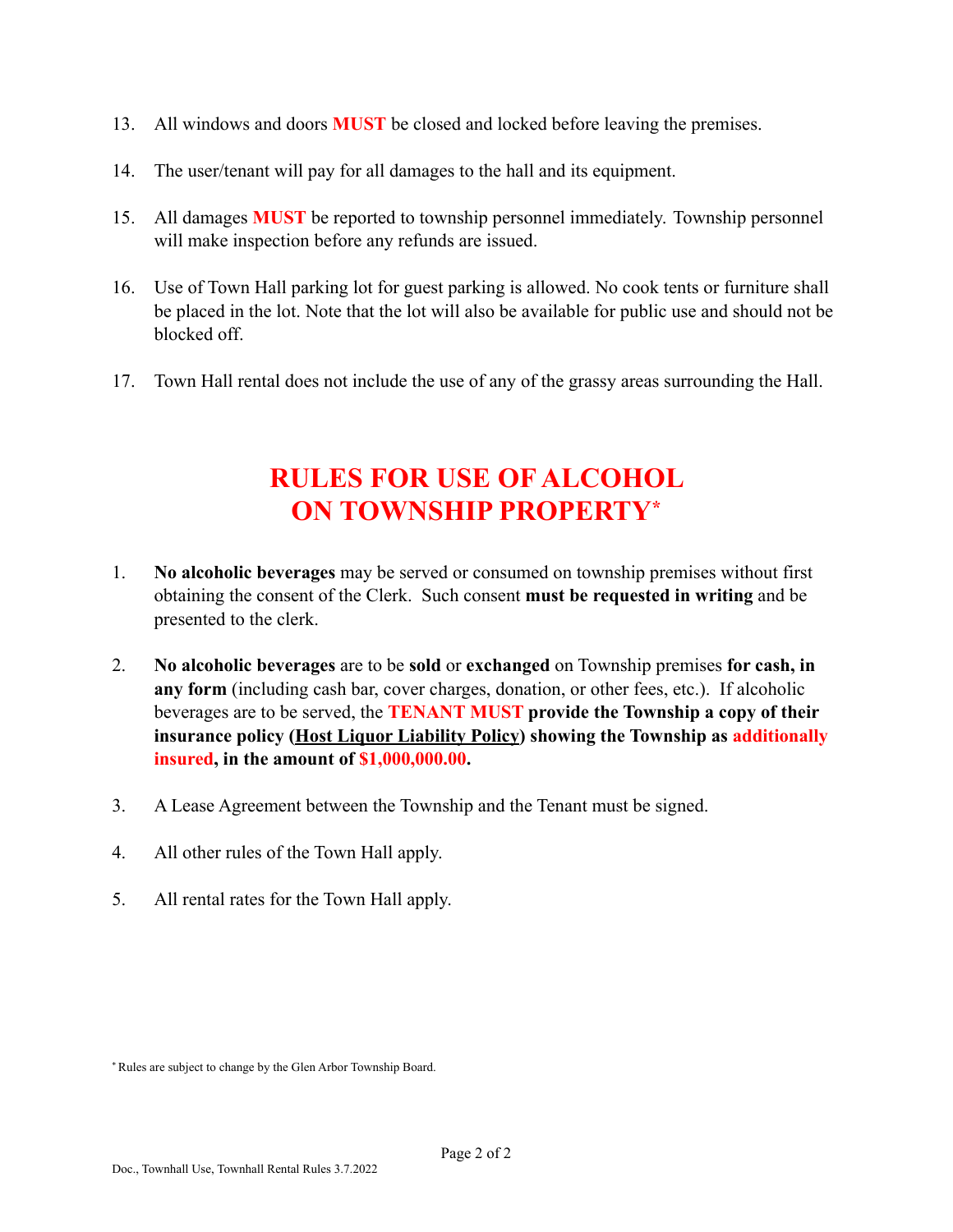13. All windows and doors **MUST** be closed and locked before leaving the premises.

14. The user/tenant will pay for all damages to the hall and its equipment.

15. All damages **MUST** be reported to township personnel immediately. Township personnel will make inspection before any refunds are issued.

16. Use of Town Hall parking lot for guest parking is allowed. No cook tents or furniture shall be placed in the lot. Note that the lot will also be available for public use and should not be blocked off.

17. Town Hall rental does not include the use of any of the grassy areas surrounding the Hall.

# RULES FOR USE OF ALCOHOL ON TOWNSHIP PROPERTY*

1. **No alcoholic beverages** may be served or consumed on township premises without first obtaining the consent of the Clerk. Such consent **must be requested in writing** and be presented to the clerk.

2. **No alcoholic beverages** are to be **sold** or **exchanged** on Township premises **for cash, in any form** (including cash bar, cover charges, donation, or other fees, etc.). If alcoholic beverages are to be served, the **TENANT MUST provide the Township a copy of their insurance policy (Host Liquor Liability Policy) showing the Township as additionally insured, in the amount of $1,000,000.00.**

3. A Lease Agreement between the Township and the Tenant must be signed.

4. All other rules of the Town Hall apply.

5. All rental rates for the Town Hall apply.

* Rules are subject to change by the Glen Arbor Township Board.

Doc., Townhall Use, Townhall Rental Rules 3.7.2022